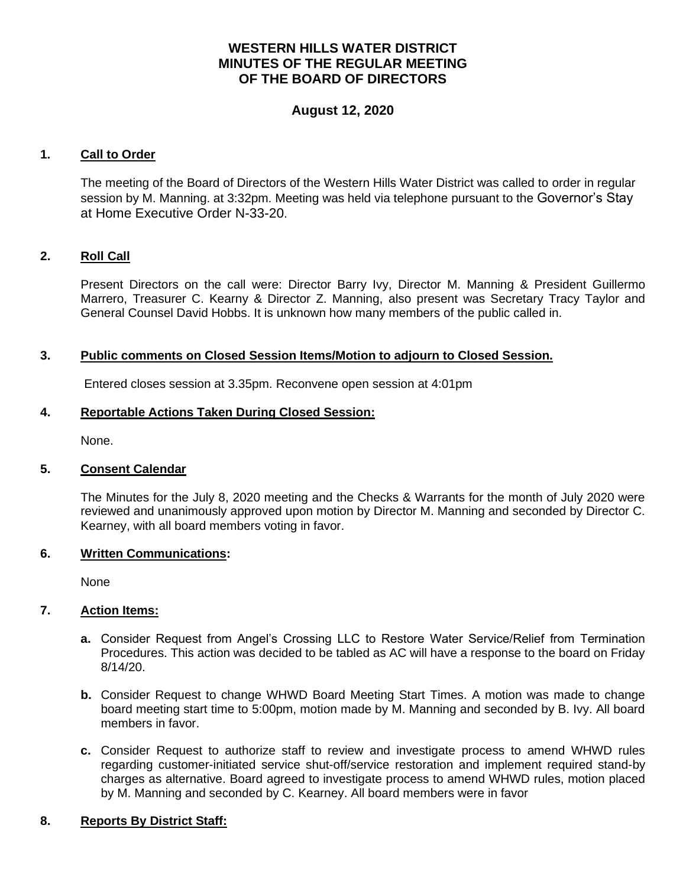# WESTERN HILLS WATER DISTRICT
# MINUTES OF THE REGULAR MEETING
# OF THE BOARD OF DIRECTORS

## August 12, 2020

### 1. Call to Order

The meeting of the Board of Directors of the Western Hills Water District was called to order in regular session by M. Manning. at 3:32pm. Meeting was held via telephone pursuant to the Governor's Stay at Home Executive Order N-33-20.

### 2. Roll Call

Present Directors on the call were: Director Barry Ivy, Director M. Manning & President Guillermo Marrero, Treasurer C. Kearny & Director Z. Manning, also present was Secretary Tracy Taylor and General Counsel David Hobbs. It is unknown how many members of the public called in.

### 3. Public comments on Closed Session Items/Motion to adjourn to Closed Session.

Entered closes session at 3.35pm. Reconvene open session at 4:01pm

### 4. Reportable Actions Taken During Closed Session:

None.

### 5. Consent Calendar

The Minutes for the July 8, 2020 meeting and the Checks & Warrants for the month of July 2020 were reviewed and unanimously approved upon motion by Director M. Manning and seconded by Director C. Kearney, with all board members voting in favor.

### 6. Written Communications:

None

### 7. Action Items:

- **a.** Consider Request from Angel's Crossing LLC to Restore Water Service/Relief from Termination Procedures. This action was decided to be tabled as AC will have a response to the board on Friday 8/14/20.
- **b.** Consider Request to change WHWD Board Meeting Start Times. A motion was made to change board meeting start time to 5:00pm, motion made by M. Manning and seconded by B. Ivy. All board members in favor.
- **c.** Consider Request to authorize staff to review and investigate process to amend WHWD rules regarding customer-initiated service shut-off/service restoration and implement required stand-by charges as alternative. Board agreed to investigate process to amend WHWD rules, motion placed by M. Manning and seconded by C. Kearney. All board members were in favor

### 8. Reports By District Staff: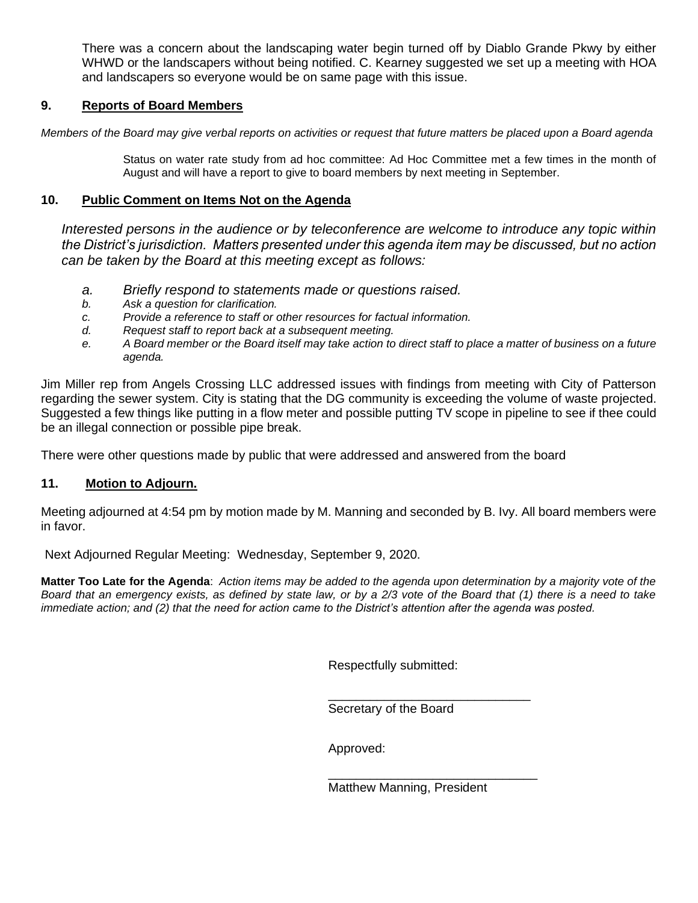There was a concern about the landscaping water begin turned off by Diablo Grande Pkwy by either WHWD or the landscapers without being notified. C. Kearney suggested we set up a meeting with HOA and landscapers so everyone would be on same page with this issue.

**9. Reports of Board Members**

*Members of the Board may give verbal reports on activities or request that future matters be placed upon a Board agenda*

Status on water rate study from ad hoc committee: Ad Hoc Committee met a few times in the month of August and will have a report to give to board members by next meeting in September.

**10. Public Comment on Items Not on the Agenda**

*Interested persons in the audience or by teleconference are welcome to introduce any topic within the District's jurisdiction. Matters presented under this agenda item may be discussed, but no action can be taken by the Board at this meeting except as follows:*

- *a. Briefly respond to statements made or questions raised.*
- *b. Ask a question for clarification.*
- *c. Provide a reference to staff or other resources for factual information.*
- *d. Request staff to report back at a subsequent meeting.*
- *e. A Board member or the Board itself may take action to direct staff to place a matter of business on a future agenda.*

Jim Miller rep from Angels Crossing LLC addressed issues with findings from meeting with City of Patterson regarding the sewer system. City is stating that the DG community is exceeding the volume of waste projected. Suggested a few things like putting in a flow meter and possible putting TV scope in pipeline to see if thee could be an illegal connection or possible pipe break.

There were other questions made by public that were addressed and answered from the board

**11. Motion to Adjourn.**

Meeting adjourned at 4:54 pm by motion made by M. Manning and seconded by B. Ivy. All board members were in favor.

Next Adjourned Regular Meeting: Wednesday, September 9, 2020.

**Matter Too Late for the Agenda**: *Action items may be added to the agenda upon determination by a majority vote of the Board that an emergency exists, as defined by state law, or by a 2/3 vote of the Board that (1) there is a need to take immediate action; and (2) that the need for action came to the District's attention after the agenda was posted.*

Respectfully submitted:

______________________________
Secretary of the Board

Approved:

______________________________
Matthew Manning, President